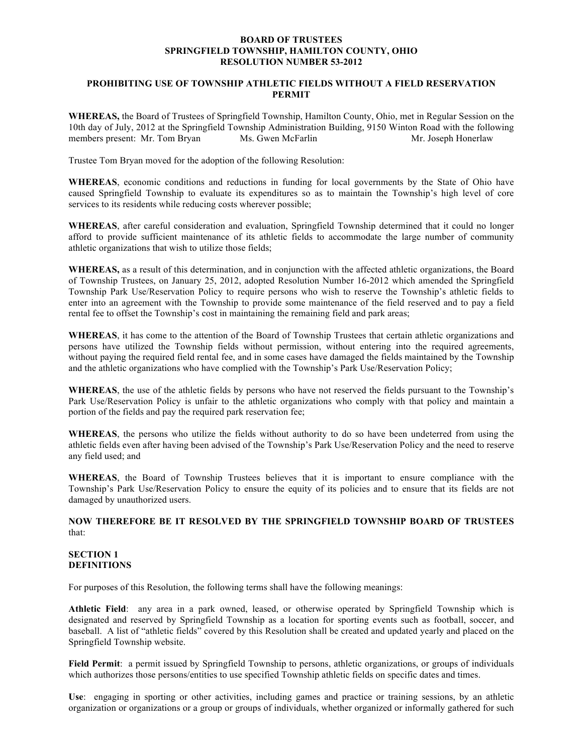**BOARD OF TRUSTEES**
**SPRINGFIELD TOWNSHIP, HAMILTON COUNTY, OHIO**
**RESOLUTION NUMBER 53-2012**

**PROHIBITING USE OF TOWNSHIP ATHLETIC FIELDS WITHOUT A FIELD RESERVATION PERMIT**

**WHEREAS,** the Board of Trustees of Springfield Township, Hamilton County, Ohio, met in Regular Session on the 10th day of July, 2012 at the Springfield Township Administration Building, 9150 Winton Road with the following members present: Mr. Tom Bryan Ms. Gwen McFarlin Mr. Joseph Honerlaw

Trustee Tom Bryan moved for the adoption of the following Resolution:

**WHEREAS**, economic conditions and reductions in funding for local governments by the State of Ohio have caused Springfield Township to evaluate its expenditures so as to maintain the Township's high level of core services to its residents while reducing costs wherever possible;

**WHEREAS**, after careful consideration and evaluation, Springfield Township determined that it could no longer afford to provide sufficient maintenance of its athletic fields to accommodate the large number of community athletic organizations that wish to utilize those fields;

**WHEREAS,** as a result of this determination, and in conjunction with the affected athletic organizations, the Board of Township Trustees, on January 25, 2012, adopted Resolution Number 16-2012 which amended the Springfield Township Park Use/Reservation Policy to require persons who wish to reserve the Township's athletic fields to enter into an agreement with the Township to provide some maintenance of the field reserved and to pay a field rental fee to offset the Township's cost in maintaining the remaining field and park areas;

**WHEREAS**, it has come to the attention of the Board of Township Trustees that certain athletic organizations and persons have utilized the Township fields without permission, without entering into the required agreements, without paying the required field rental fee, and in some cases have damaged the fields maintained by the Township and the athletic organizations who have complied with the Township's Park Use/Reservation Policy;

**WHEREAS**, the use of the athletic fields by persons who have not reserved the fields pursuant to the Township's Park Use/Reservation Policy is unfair to the athletic organizations who comply with that policy and maintain a portion of the fields and pay the required park reservation fee;

**WHEREAS**, the persons who utilize the fields without authority to do so have been undeterred from using the athletic fields even after having been advised of the Township's Park Use/Reservation Policy and the need to reserve any field used; and

**WHEREAS**, the Board of Township Trustees believes that it is important to ensure compliance with the Township's Park Use/Reservation Policy to ensure the equity of its policies and to ensure that its fields are not damaged by unauthorized users.

**NOW THEREFORE BE IT RESOLVED BY THE SPRINGFIELD TOWNSHIP BOARD OF TRUSTEES** that:

**SECTION 1**
**DEFINITIONS**

For purposes of this Resolution, the following terms shall have the following meanings:

**Athletic Field**: any area in a park owned, leased, or otherwise operated by Springfield Township which is designated and reserved by Springfield Township as a location for sporting events such as football, soccer, and baseball. A list of "athletic fields" covered by this Resolution shall be created and updated yearly and placed on the Springfield Township website.

**Field Permit**: a permit issued by Springfield Township to persons, athletic organizations, or groups of individuals which authorizes those persons/entities to use specified Township athletic fields on specific dates and times.

**Use**: engaging in sporting or other activities, including games and practice or training sessions, by an athletic organization or organizations or a group or groups of individuals, whether organized or informally gathered for such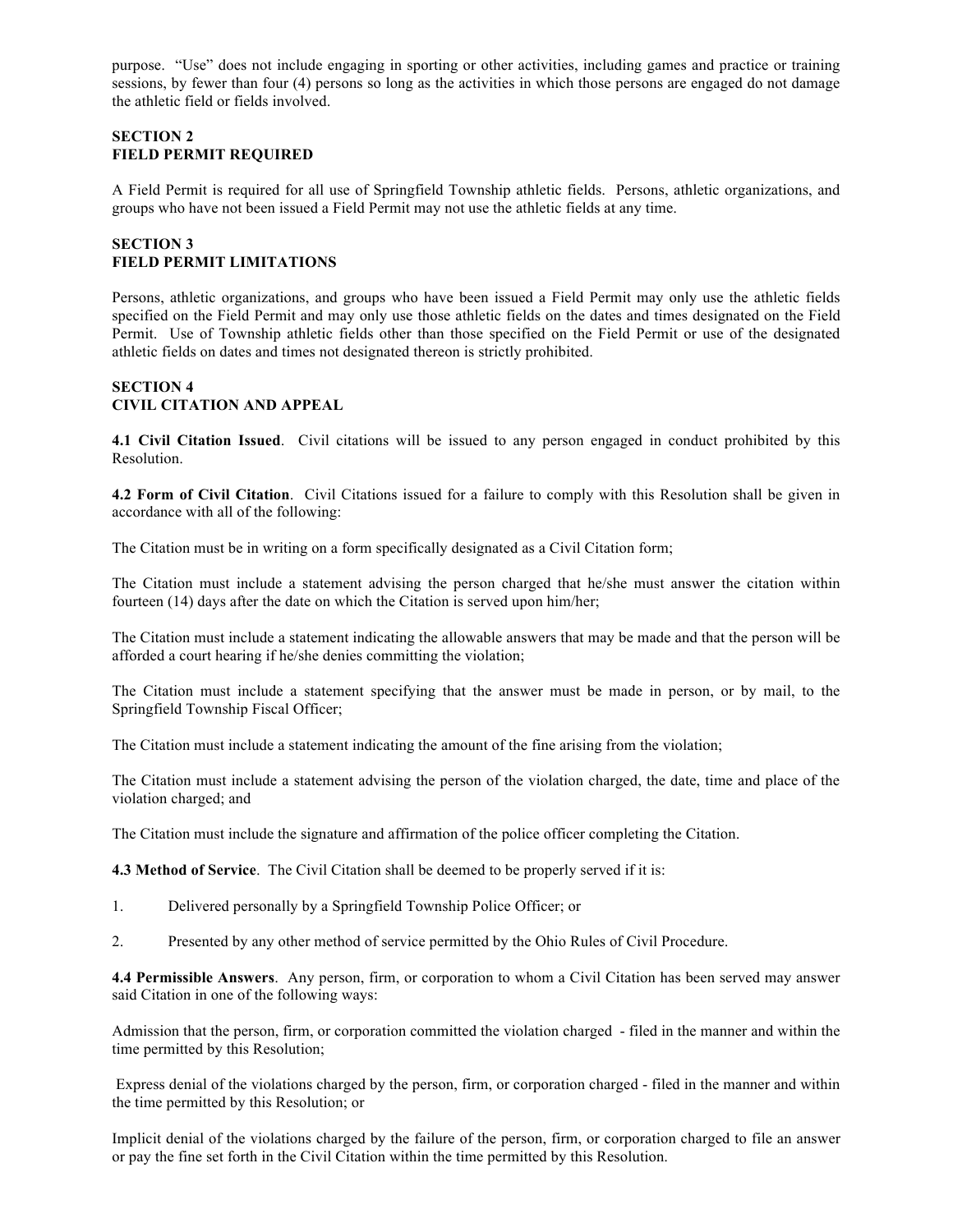purpose. "Use" does not include engaging in sporting or other activities, including games and practice or training sessions, by fewer than four (4) persons so long as the activities in which those persons are engaged do not damage the athletic field or fields involved.

**SECTION 2**
**FIELD PERMIT REQUIRED**

A Field Permit is required for all use of Springfield Township athletic fields. Persons, athletic organizations, and groups who have not been issued a Field Permit may not use the athletic fields at any time.

**SECTION 3**
**FIELD PERMIT LIMITATIONS**

Persons, athletic organizations, and groups who have been issued a Field Permit may only use the athletic fields specified on the Field Permit and may only use those athletic fields on the dates and times designated on the Field Permit. Use of Township athletic fields other than those specified on the Field Permit or use of the designated athletic fields on dates and times not designated thereon is strictly prohibited.

**SECTION 4**
**CIVIL CITATION AND APPEAL**

**4.1 Civil Citation Issued**. Civil citations will be issued to any person engaged in conduct prohibited by this Resolution.

**4.2 Form of Civil Citation**. Civil Citations issued for a failure to comply with this Resolution shall be given in accordance with all of the following:

The Citation must be in writing on a form specifically designated as a Civil Citation form;

The Citation must include a statement advising the person charged that he/she must answer the citation within fourteen (14) days after the date on which the Citation is served upon him/her;

The Citation must include a statement indicating the allowable answers that may be made and that the person will be afforded a court hearing if he/she denies committing the violation;

The Citation must include a statement specifying that the answer must be made in person, or by mail, to the Springfield Township Fiscal Officer;

The Citation must include a statement indicating the amount of the fine arising from the violation;

The Citation must include a statement advising the person of the violation charged, the date, time and place of the violation charged; and

The Citation must include the signature and affirmation of the police officer completing the Citation.

**4.3 Method of Service**. The Civil Citation shall be deemed to be properly served if it is:

1. Delivered personally by a Springfield Township Police Officer; or

2. Presented by any other method of service permitted by the Ohio Rules of Civil Procedure.

**4.4 Permissible Answers**. Any person, firm, or corporation to whom a Civil Citation has been served may answer said Citation in one of the following ways:

Admission that the person, firm, or corporation committed the violation charged - filed in the manner and within the time permitted by this Resolution;

Express denial of the violations charged by the person, firm, or corporation charged - filed in the manner and within the time permitted by this Resolution; or

Implicit denial of the violations charged by the failure of the person, firm, or corporation charged to file an answer or pay the fine set forth in the Civil Citation within the time permitted by this Resolution.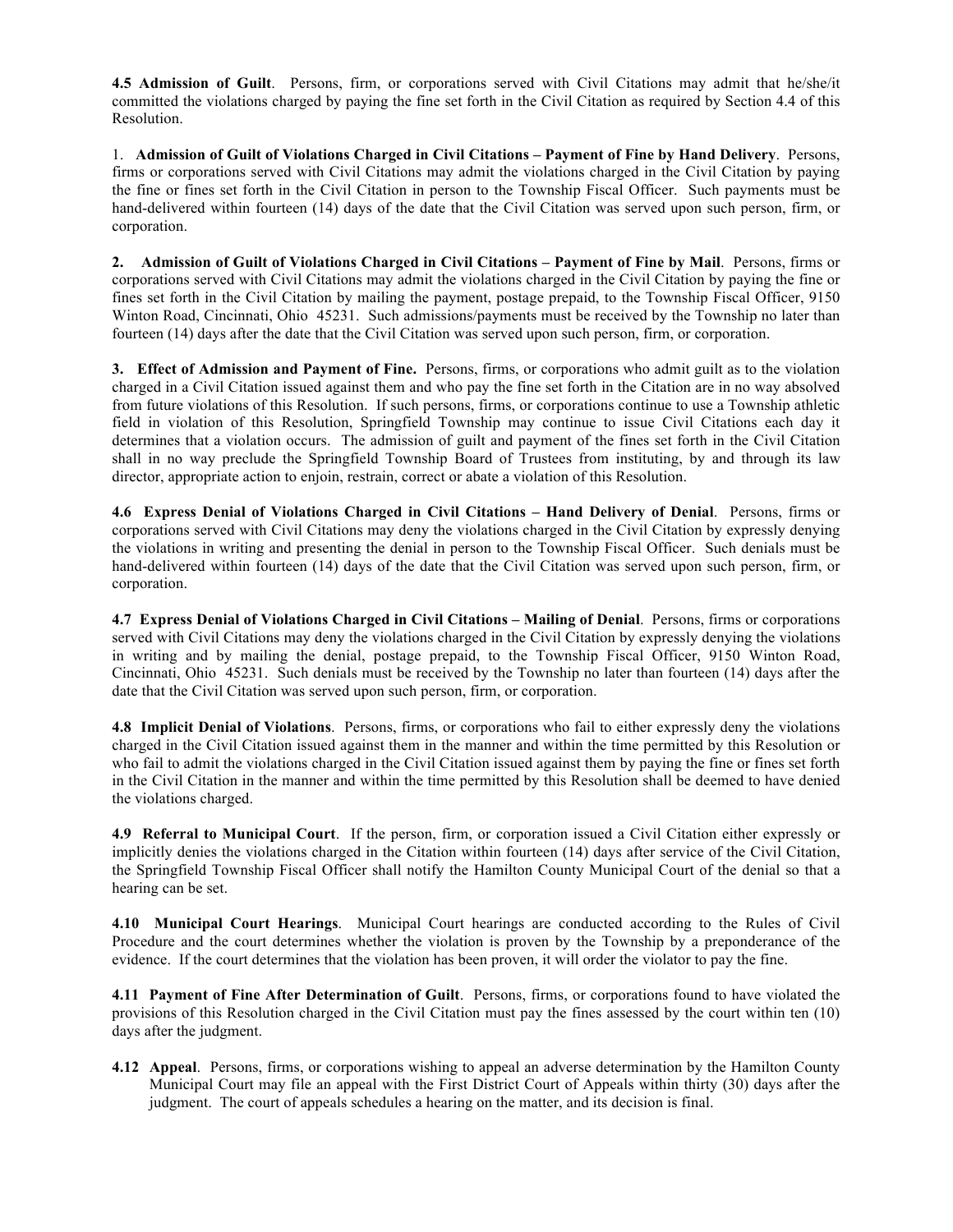**4.5 Admission of Guilt**. Persons, firm, or corporations served with Civil Citations may admit that he/she/it committed the violations charged by paying the fine set forth in the Civil Citation as required by Section 4.4 of this Resolution.

1. **Admission of Guilt of Violations Charged in Civil Citations – Payment of Fine by Hand Delivery**. Persons, firms or corporations served with Civil Citations may admit the violations charged in the Civil Citation by paying the fine or fines set forth in the Civil Citation in person to the Township Fiscal Officer. Such payments must be hand-delivered within fourteen (14) days of the date that the Civil Citation was served upon such person, firm, or corporation.

**2. Admission of Guilt of Violations Charged in Civil Citations – Payment of Fine by Mail**. Persons, firms or corporations served with Civil Citations may admit the violations charged in the Civil Citation by paying the fine or fines set forth in the Civil Citation by mailing the payment, postage prepaid, to the Township Fiscal Officer, 9150 Winton Road, Cincinnati, Ohio 45231. Such admissions/payments must be received by the Township no later than fourteen (14) days after the date that the Civil Citation was served upon such person, firm, or corporation.

**3. Effect of Admission and Payment of Fine.** Persons, firms, or corporations who admit guilt as to the violation charged in a Civil Citation issued against them and who pay the fine set forth in the Citation are in no way absolved from future violations of this Resolution. If such persons, firms, or corporations continue to use a Township athletic field in violation of this Resolution, Springfield Township may continue to issue Civil Citations each day it determines that a violation occurs. The admission of guilt and payment of the fines set forth in the Civil Citation shall in no way preclude the Springfield Township Board of Trustees from instituting, by and through its law director, appropriate action to enjoin, restrain, correct or abate a violation of this Resolution.

**4.6 Express Denial of Violations Charged in Civil Citations – Hand Delivery of Denial**. Persons, firms or corporations served with Civil Citations may deny the violations charged in the Civil Citation by expressly denying the violations in writing and presenting the denial in person to the Township Fiscal Officer. Such denials must be hand-delivered within fourteen (14) days of the date that the Civil Citation was served upon such person, firm, or corporation.

**4.7 Express Denial of Violations Charged in Civil Citations – Mailing of Denial**. Persons, firms or corporations served with Civil Citations may deny the violations charged in the Civil Citation by expressly denying the violations in writing and by mailing the denial, postage prepaid, to the Township Fiscal Officer, 9150 Winton Road, Cincinnati, Ohio 45231. Such denials must be received by the Township no later than fourteen (14) days after the date that the Civil Citation was served upon such person, firm, or corporation.

**4.8 Implicit Denial of Violations**. Persons, firms, or corporations who fail to either expressly deny the violations charged in the Civil Citation issued against them in the manner and within the time permitted by this Resolution or who fail to admit the violations charged in the Civil Citation issued against them by paying the fine or fines set forth in the Civil Citation in the manner and within the time permitted by this Resolution shall be deemed to have denied the violations charged.

**4.9 Referral to Municipal Court**. If the person, firm, or corporation issued a Civil Citation either expressly or implicitly denies the violations charged in the Citation within fourteen (14) days after service of the Civil Citation, the Springfield Township Fiscal Officer shall notify the Hamilton County Municipal Court of the denial so that a hearing can be set.

**4.10 Municipal Court Hearings**. Municipal Court hearings are conducted according to the Rules of Civil Procedure and the court determines whether the violation is proven by the Township by a preponderance of the evidence. If the court determines that the violation has been proven, it will order the violator to pay the fine.

**4.11 Payment of Fine After Determination of Guilt**. Persons, firms, or corporations found to have violated the provisions of this Resolution charged in the Civil Citation must pay the fines assessed by the court within ten (10) days after the judgment.

**4.12 Appeal**. Persons, firms, or corporations wishing to appeal an adverse determination by the Hamilton County Municipal Court may file an appeal with the First District Court of Appeals within thirty (30) days after the judgment. The court of appeals schedules a hearing on the matter, and its decision is final.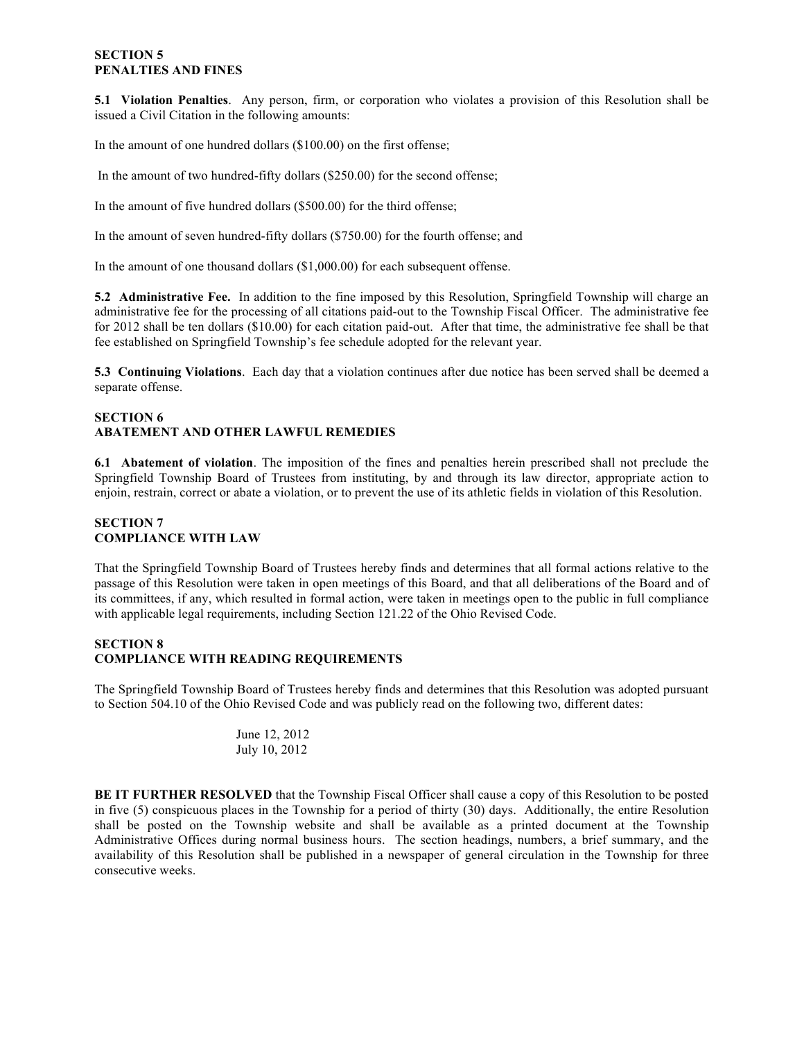## SECTION 5
## PENALTIES AND FINES

**5.1 Violation Penalties**. Any person, firm, or corporation who violates a provision of this Resolution shall be issued a Civil Citation in the following amounts:

In the amount of one hundred dollars ($100.00) on the first offense;

In the amount of two hundred-fifty dollars ($250.00) for the second offense;

In the amount of five hundred dollars ($500.00) for the third offense;

In the amount of seven hundred-fifty dollars ($750.00) for the fourth offense; and

In the amount of one thousand dollars ($1,000.00) for each subsequent offense.

**5.2 Administrative Fee.** In addition to the fine imposed by this Resolution, Springfield Township will charge an administrative fee for the processing of all citations paid-out to the Township Fiscal Officer. The administrative fee for 2012 shall be ten dollars ($10.00) for each citation paid-out. After that time, the administrative fee shall be that fee established on Springfield Township's fee schedule adopted for the relevant year.

**5.3 Continuing Violations**. Each day that a violation continues after due notice has been served shall be deemed a separate offense.

## SECTION 6
## ABATEMENT AND OTHER LAWFUL REMEDIES

**6.1 Abatement of violation**. The imposition of the fines and penalties herein prescribed shall not preclude the Springfield Township Board of Trustees from instituting, by and through its law director, appropriate action to enjoin, restrain, correct or abate a violation, or to prevent the use of its athletic fields in violation of this Resolution.

## SECTION 7
## COMPLIANCE WITH LAW

That the Springfield Township Board of Trustees hereby finds and determines that all formal actions relative to the passage of this Resolution were taken in open meetings of this Board, and that all deliberations of the Board and of its committees, if any, which resulted in formal action, were taken in meetings open to the public in full compliance with applicable legal requirements, including Section 121.22 of the Ohio Revised Code.

## SECTION 8
## COMPLIANCE WITH READING REQUIREMENTS

The Springfield Township Board of Trustees hereby finds and determines that this Resolution was adopted pursuant to Section 504.10 of the Ohio Revised Code and was publicly read on the following two, different dates:

June 12, 2012
July 10, 2012

**BE IT FURTHER RESOLVED** that the Township Fiscal Officer shall cause a copy of this Resolution to be posted in five (5) conspicuous places in the Township for a period of thirty (30) days. Additionally, the entire Resolution shall be posted on the Township website and shall be available as a printed document at the Township Administrative Offices during normal business hours. The section headings, numbers, a brief summary, and the availability of this Resolution shall be published in a newspaper of general circulation in the Township for three consecutive weeks.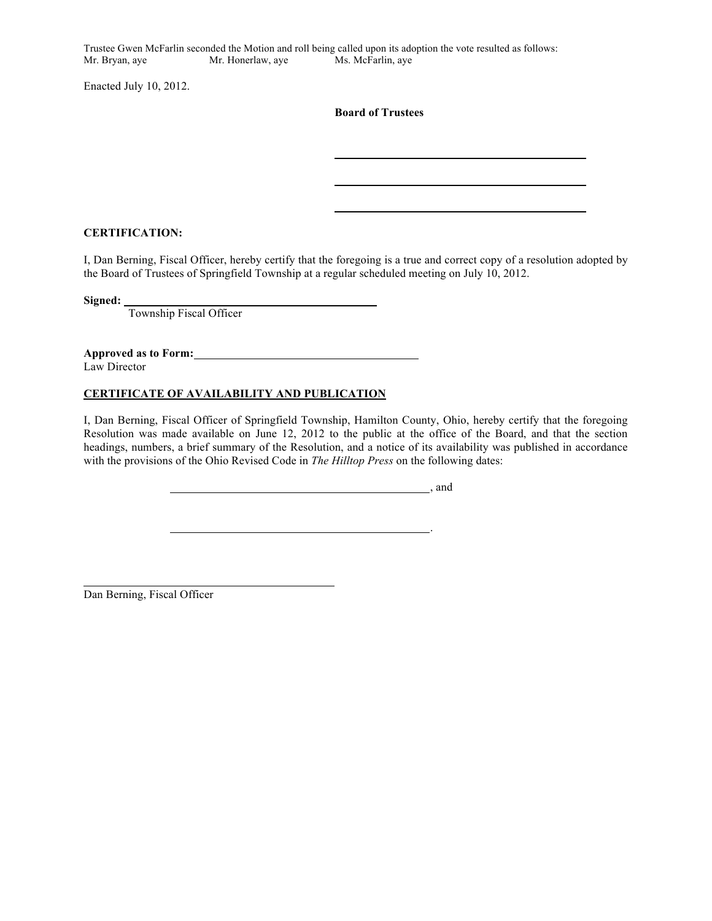Trustee Gwen McFarlin seconded the Motion and roll being called upon its adoption the vote resulted as follows:
Mr. Bryan, aye Mr. Honerlaw, aye Ms. McFarlin, aye

Enacted July 10, 2012.

**Board of Trustees**

\_\_\_\_\_\_\_\_\_\_\_\_\_\_\_\_\_\_\_\_\_\_\_\_\_\_\_\_\_\_\_\_\_\_\_\_\_\_\_\_

\_\_\_\_\_\_\_\_\_\_\_\_\_\_\_\_\_\_\_\_\_\_\_\_\_\_\_\_\_\_\_\_\_\_\_\_\_\_\_\_

\_\_\_\_\_\_\_\_\_\_\_\_\_\_\_\_\_\_\_\_\_\_\_\_\_\_\_\_\_\_\_\_\_\_\_\_\_\_\_\_

**CERTIFICATION:**

I, Dan Berning, Fiscal Officer, hereby certify that the foregoing is a true and correct copy of a resolution adopted by the Board of Trustees of Springfield Township at a regular scheduled meeting on July 10, 2012.

**Signed:** \_\_\_\_\_\_\_\_\_\_\_\_\_\_\_\_\_\_\_\_\_\_\_\_\_\_\_\_\_\_\_\_\_\_\_\_\_\_\_\_
Township Fiscal Officer

**Approved as to Form:**\_\_\_\_\_\_\_\_\_\_\_\_\_\_\_\_\_\_\_\_\_\_\_\_\_\_\_\_\_\_\_\_\_\_\_\_\_\_\_\_
Law Director

**<u>CERTIFICATE OF AVAILABILITY AND PUBLICATION</u>**

I, Dan Berning, Fiscal Officer of Springfield Township, Hamilton County, Ohio, hereby certify that the foregoing Resolution was made available on June 12, 2012 to the public at the office of the Board, and that the section headings, numbers, a brief summary of the Resolution, and a notice of its availability was published in accordance with the provisions of the Ohio Revised Code in *The Hilltop Press* on the following dates:

\_\_\_\_\_\_\_\_\_\_\_\_\_\_\_\_\_\_\_\_\_\_\_\_\_\_\_\_\_\_\_\_\_\_\_\_\_\_\_\_, and

\_\_\_\_\_\_\_\_\_\_\_\_\_\_\_\_\_\_\_\_\_\_\_\_\_\_\_\_\_\_\_\_\_\_\_\_\_\_\_\_.

\_\_\_\_\_\_\_\_\_\_\_\_\_\_\_\_\_\_\_\_\_\_\_\_\_\_\_\_\_\_\_\_\_\_\_\_\_\_\_\_
Dan Berning, Fiscal Officer